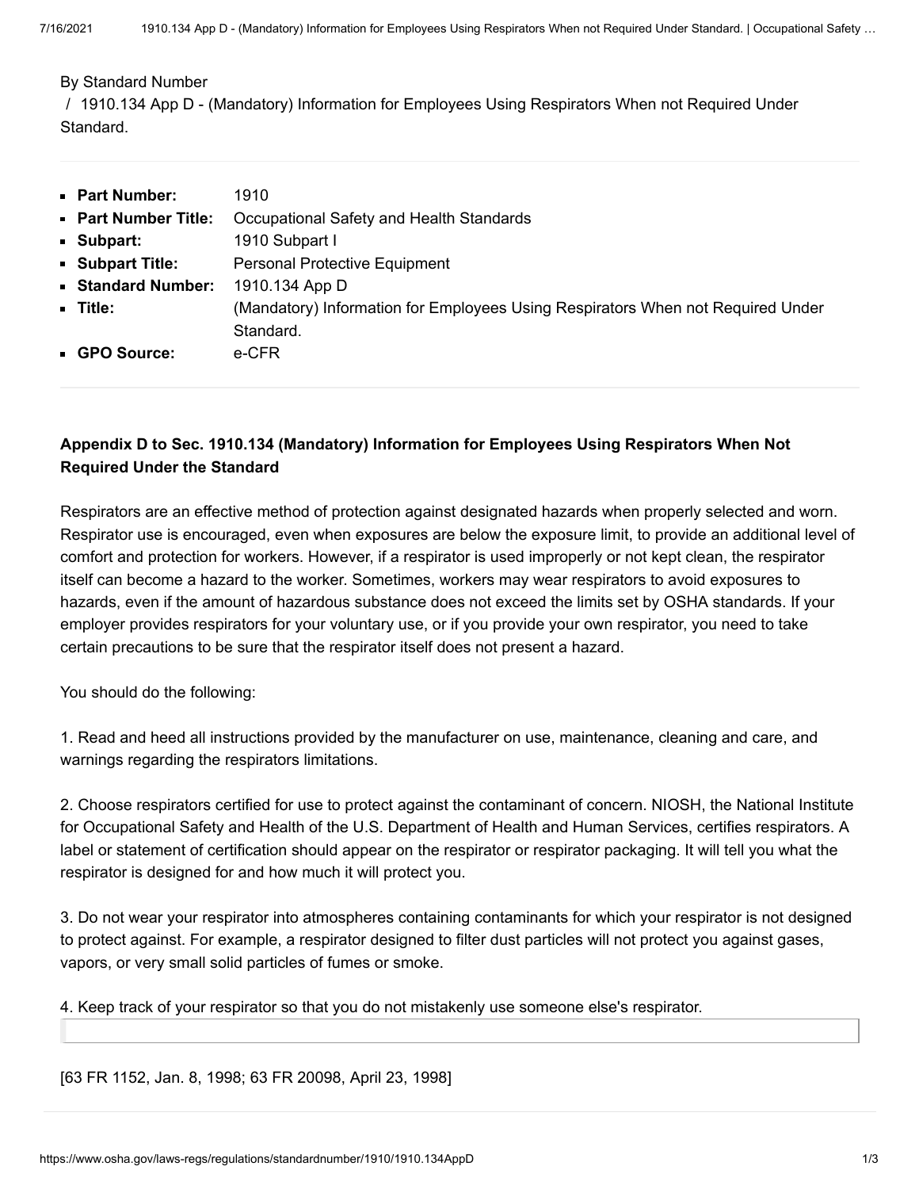By Standard Number

/ 1910.134 App D - (Mandatory) Information for Employees Using Respirators When not Required Under Standard.

- **Part Number:** 1910
- **Part Number Title:** Occupational Safety and Health Standards
- **Subpart:** 1910 Subpart I
- **Subpart Title:** Personal Protective Equipment
- **Standard Number:** 1910.134 App D
- **Title:** (Mandatory) Information for Employees Using Respirators When not Required Under Standard.
- **GPO Source:** e-CFR

**Appendix D to Sec. 1910.134 (Mandatory) Information for Employees Using Respirators When Not Required Under the Standard**

Respirators are an effective method of protection against designated hazards when properly selected and worn. Respirator use is encouraged, even when exposures are below the exposure limit, to provide an additional level of comfort and protection for workers. However, if a respirator is used improperly or not kept clean, the respirator itself can become a hazard to the worker. Sometimes, workers may wear respirators to avoid exposures to hazards, even if the amount of hazardous substance does not exceed the limits set by OSHA standards. If your employer provides respirators for your voluntary use, or if you provide your own respirator, you need to take certain precautions to be sure that the respirator itself does not present a hazard.

You should do the following:

1. Read and heed all instructions provided by the manufacturer on use, maintenance, cleaning and care, and warnings regarding the respirators limitations.

2. Choose respirators certified for use to protect against the contaminant of concern. NIOSH, the National Institute for Occupational Safety and Health of the U.S. Department of Health and Human Services, certifies respirators. A label or statement of certification should appear on the respirator or respirator packaging. It will tell you what the respirator is designed for and how much it will protect you.

3. Do not wear your respirator into atmospheres containing contaminants for which your respirator is not designed to protect against. For example, a respirator designed to filter dust particles will not protect you against gases, vapors, or very small solid particles of fumes or smoke.

4. Keep track of your respirator so that you do not mistakenly use someone else's respirator.

[63 FR 1152, Jan. 8, 1998; 63 FR 20098, April 23, 1998]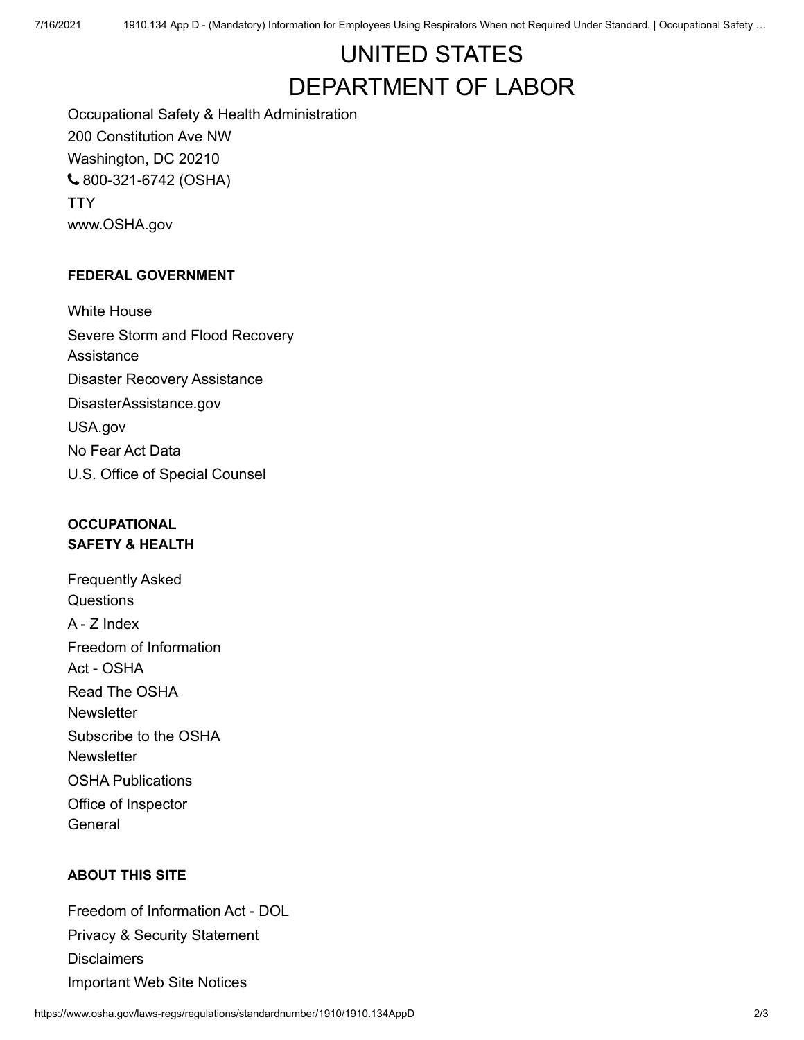# UNITED STATES DEPARTMENT OF LABOR

Occupational Safety & Health Administration
200 Constitution Ave NW
Washington, DC 20210
800-321-6742 (OSHA)
TTY
www.OSHA.gov

**FEDERAL GOVERNMENT**

White House
Severe Storm and Flood Recovery Assistance
Disaster Recovery Assistance
DisasterAssistance.gov
USA.gov
No Fear Act Data
U.S. Office of Special Counsel

**OCCUPATIONAL SAFETY & HEALTH**

Frequently Asked Questions
A - Z Index
Freedom of Information Act - OSHA
Read The OSHA Newsletter
Subscribe to the OSHA Newsletter
OSHA Publications
Office of Inspector General

**ABOUT THIS SITE**

Freedom of Information Act - DOL
Privacy & Security Statement
Disclaimers
Important Web Site Notices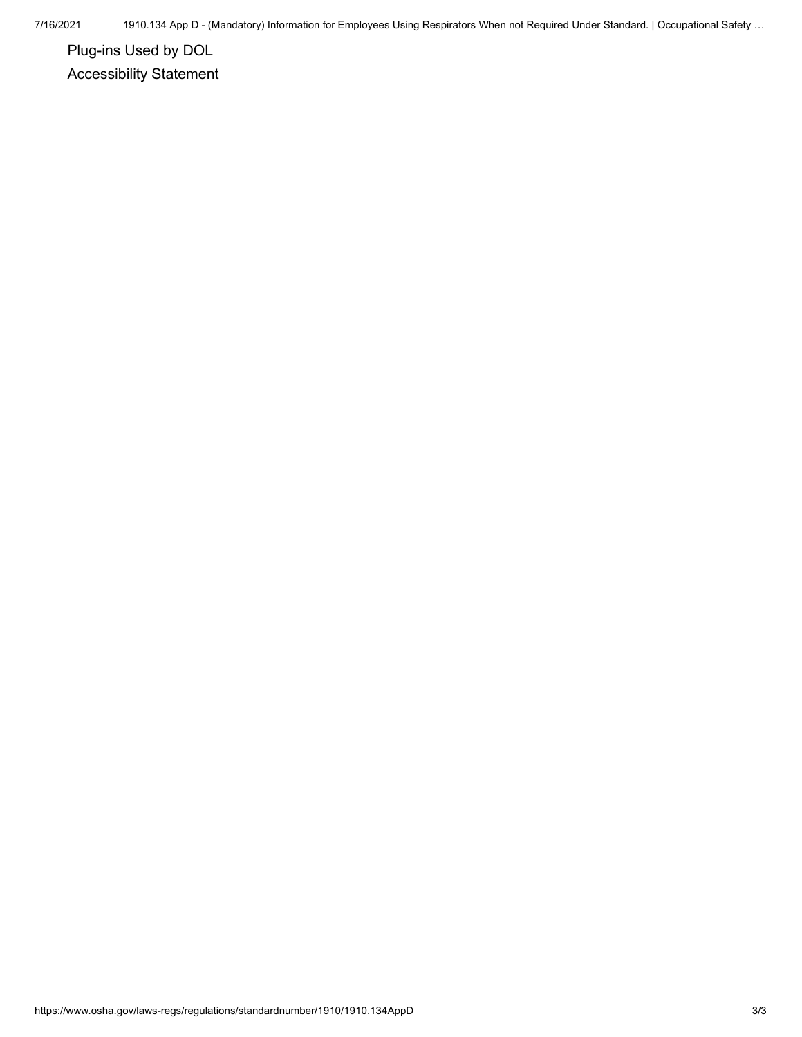Plug-ins Used by DOL

Accessibility Statement